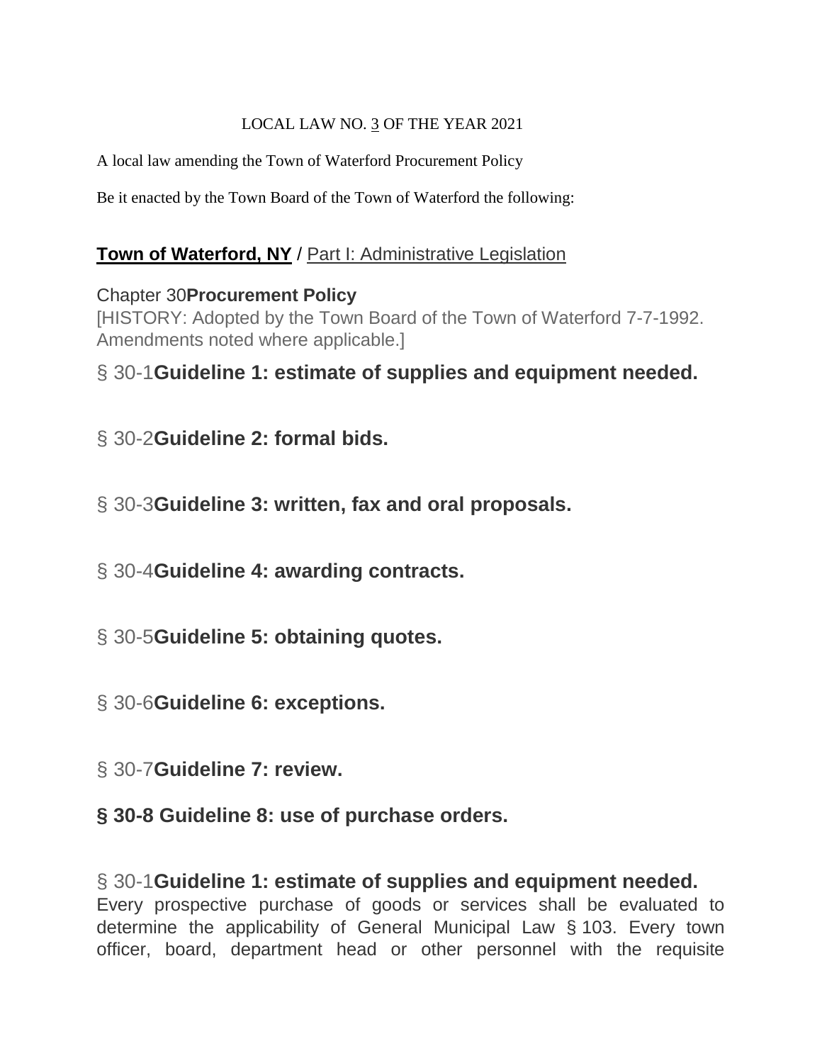LOCAL LAW NO. 3 OF THE YEAR 2021

A local law amending the Town of Waterford Procurement Policy

Be it enacted by the Town Board of the Town of Waterford the following:

**Town of Waterford, NY** / Part I: Administrative Legislation

Chapter 30 **Procurement Policy**

[HISTORY: Adopted by the Town Board of the Town of Waterford 7-7-1992. Amendments noted where applicable.]

## § 30-1 Guideline 1: estimate of supplies and equipment needed.

## § 30-2 Guideline 2: formal bids.

## § 30-3 Guideline 3: written, fax and oral proposals.

## § 30-4 Guideline 4: awarding contracts.

## § 30-5 Guideline 5: obtaining quotes.

## § 30-6 Guideline 6: exceptions.

## § 30-7 Guideline 7: review.

## § 30-8 Guideline 8: use of purchase orders.

## § 30-1 Guideline 1: estimate of supplies and equipment needed.

Every prospective purchase of goods or services shall be evaluated to determine the applicability of General Municipal Law § 103. Every town officer, board, department head or other personnel with the requisite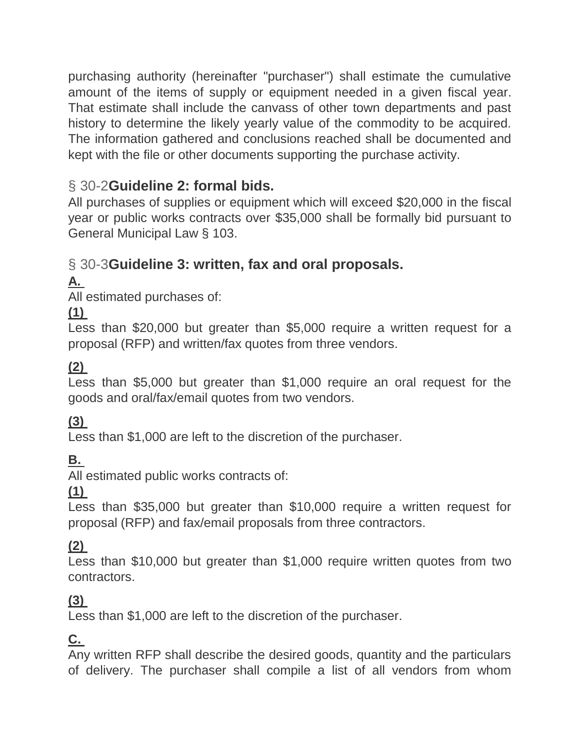purchasing authority (hereinafter "purchaser") shall estimate the cumulative amount of the items of supply or equipment needed in a given fiscal year. That estimate shall include the canvass of other town departments and past history to determine the likely yearly value of the commodity to be acquired. The information gathered and conclusions reached shall be documented and kept with the file or other documents supporting the purchase activity.

## § 30-2 **Guideline 2: formal bids.**

All purchases of supplies or equipment which will exceed $20,000 in the fiscal year or public works contracts over $35,000 shall be formally bid pursuant to General Municipal Law § 103.

## § 30-3 **Guideline 3: written, fax and oral proposals.**

**A.**

All estimated purchases of:

**(1)**

Less than $20,000 but greater than $5,000 require a written request for a proposal (RFP) and written/fax quotes from three vendors.

**(2)**

Less than $5,000 but greater than $1,000 require an oral request for the goods and oral/fax/email quotes from two vendors.

**(3)**

Less than $1,000 are left to the discretion of the purchaser.

**B.**

All estimated public works contracts of:

**(1)**

Less than $35,000 but greater than $10,000 require a written request for proposal (RFP) and fax/email proposals from three contractors.

**(2)**

Less than $10,000 but greater than $1,000 require written quotes from two contractors.

**(3)**

Less than $1,000 are left to the discretion of the purchaser.

**C.**

Any written RFP shall describe the desired goods, quantity and the particulars of delivery. The purchaser shall compile a list of all vendors from whom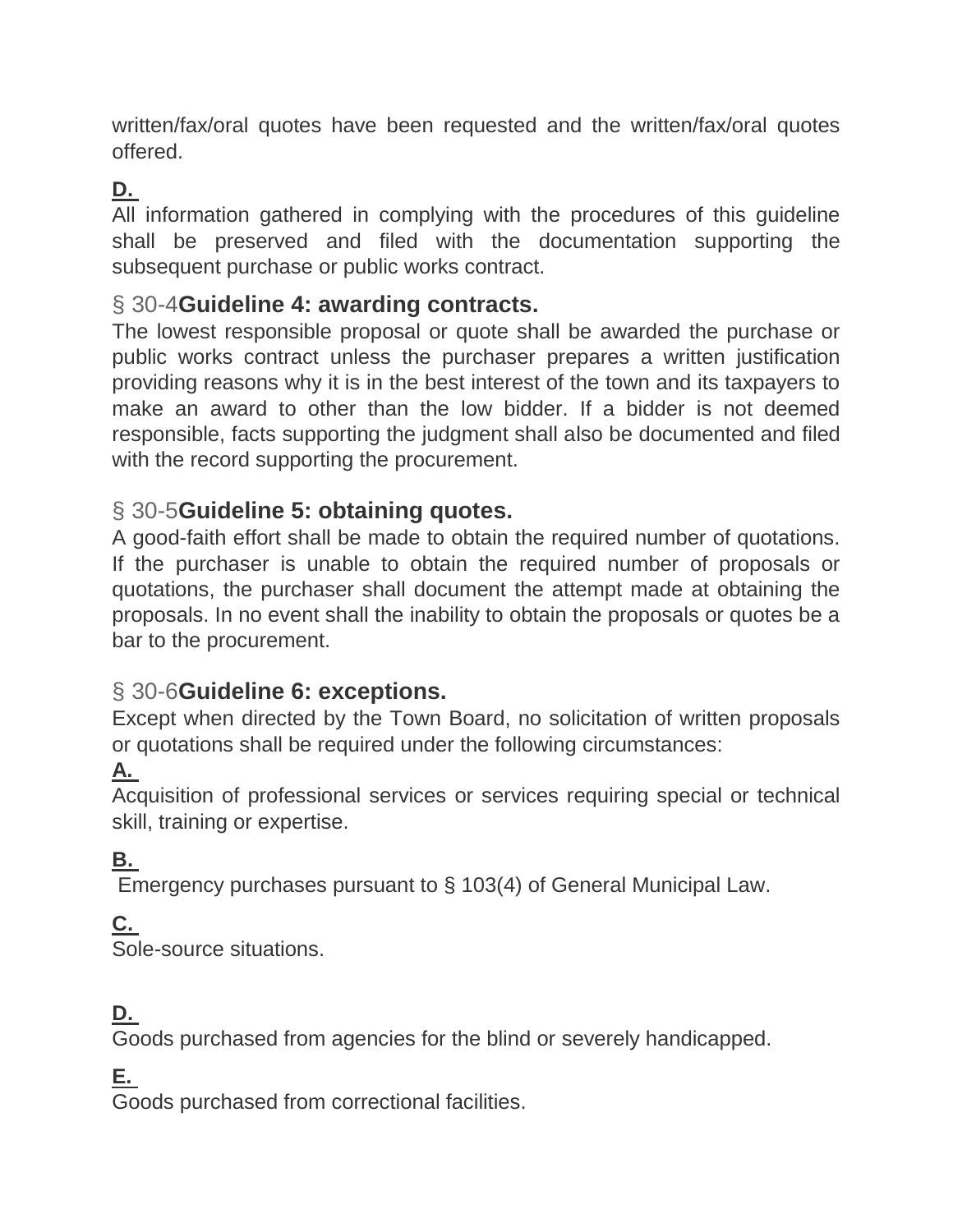written/fax/oral quotes have been requested and the written/fax/oral quotes offered.

**D.**
All information gathered in complying with the procedures of this guideline shall be preserved and filed with the documentation supporting the subsequent purchase or public works contract.

### § 30-4 **Guideline 4: awarding contracts.**

The lowest responsible proposal or quote shall be awarded the purchase or public works contract unless the purchaser prepares a written justification providing reasons why it is in the best interest of the town and its taxpayers to make an award to other than the low bidder. If a bidder is not deemed responsible, facts supporting the judgment shall also be documented and filed with the record supporting the procurement.

### § 30-5 **Guideline 5: obtaining quotes.**

A good-faith effort shall be made to obtain the required number of quotations. If the purchaser is unable to obtain the required number of proposals or quotations, the purchaser shall document the attempt made at obtaining the proposals. In no event shall the inability to obtain the proposals or quotes be a bar to the procurement.

### § 30-6 **Guideline 6: exceptions.**

Except when directed by the Town Board, no solicitation of written proposals or quotations shall be required under the following circumstances:

**A.**
Acquisition of professional services or services requiring special or technical skill, training or expertise.

**B.**
Emergency purchases pursuant to § 103(4) of General Municipal Law.

**C.**
Sole-source situations.

**D.**
Goods purchased from agencies for the blind or severely handicapped.

**E.**
Goods purchased from correctional facilities.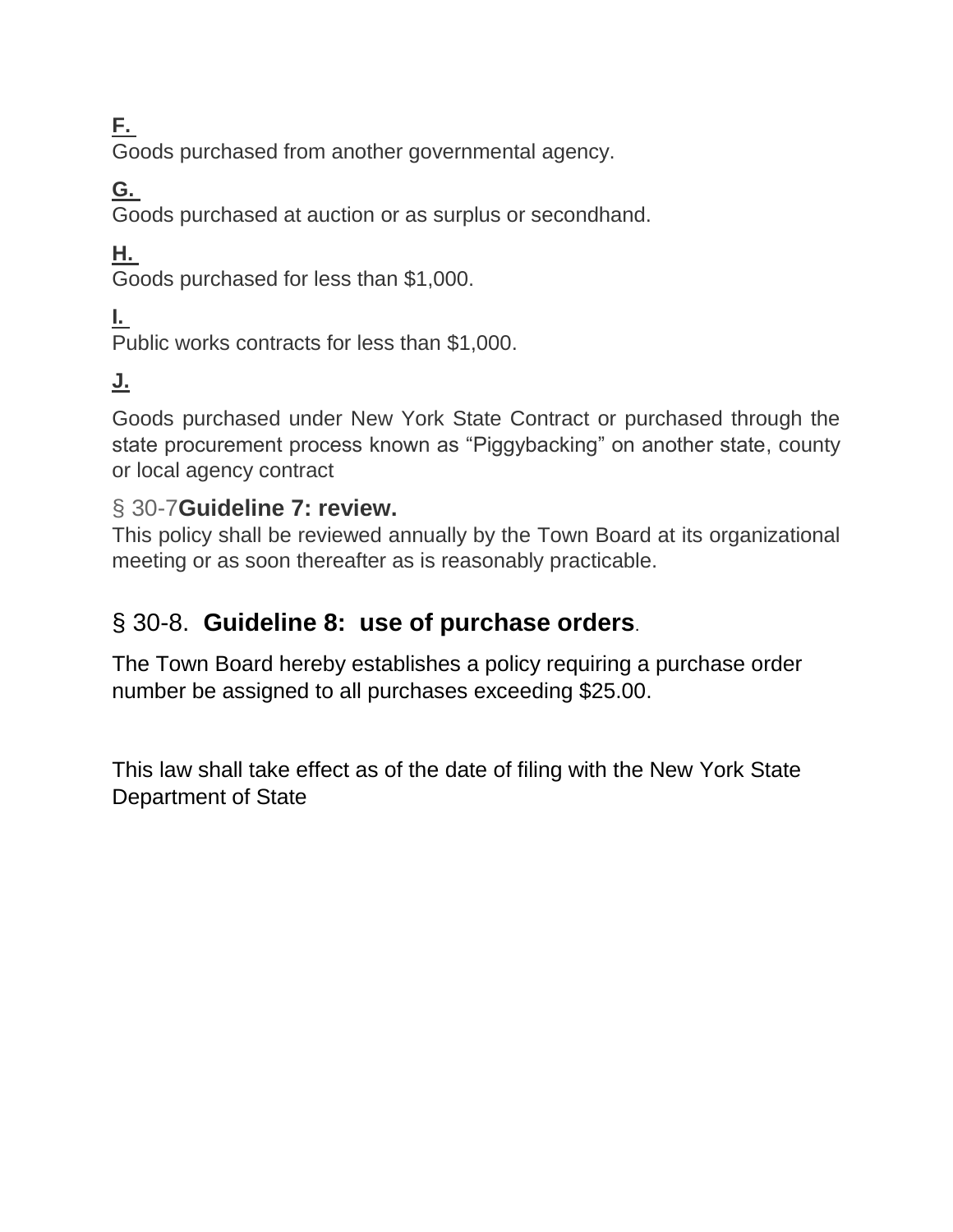**F.**
Goods purchased from another governmental agency.

**G.**
Goods purchased at auction or as surplus or secondhand.

**H.**
Goods purchased for less than $1,000.

**I.**
Public works contracts for less than $1,000.

**J.**

Goods purchased under New York State Contract or purchased through the state procurement process known as "Piggybacking" on another state, county or local agency contract

### § 30-7**Guideline 7: review.**

This policy shall be reviewed annually by the Town Board at its organizational meeting or as soon thereafter as is reasonably practicable.

## § 30-8. **Guideline 8: use of purchase orders**.

The Town Board hereby establishes a policy requiring a purchase order number be assigned to all purchases exceeding $25.00.

This law shall take effect as of the date of filing with the New York State Department of State